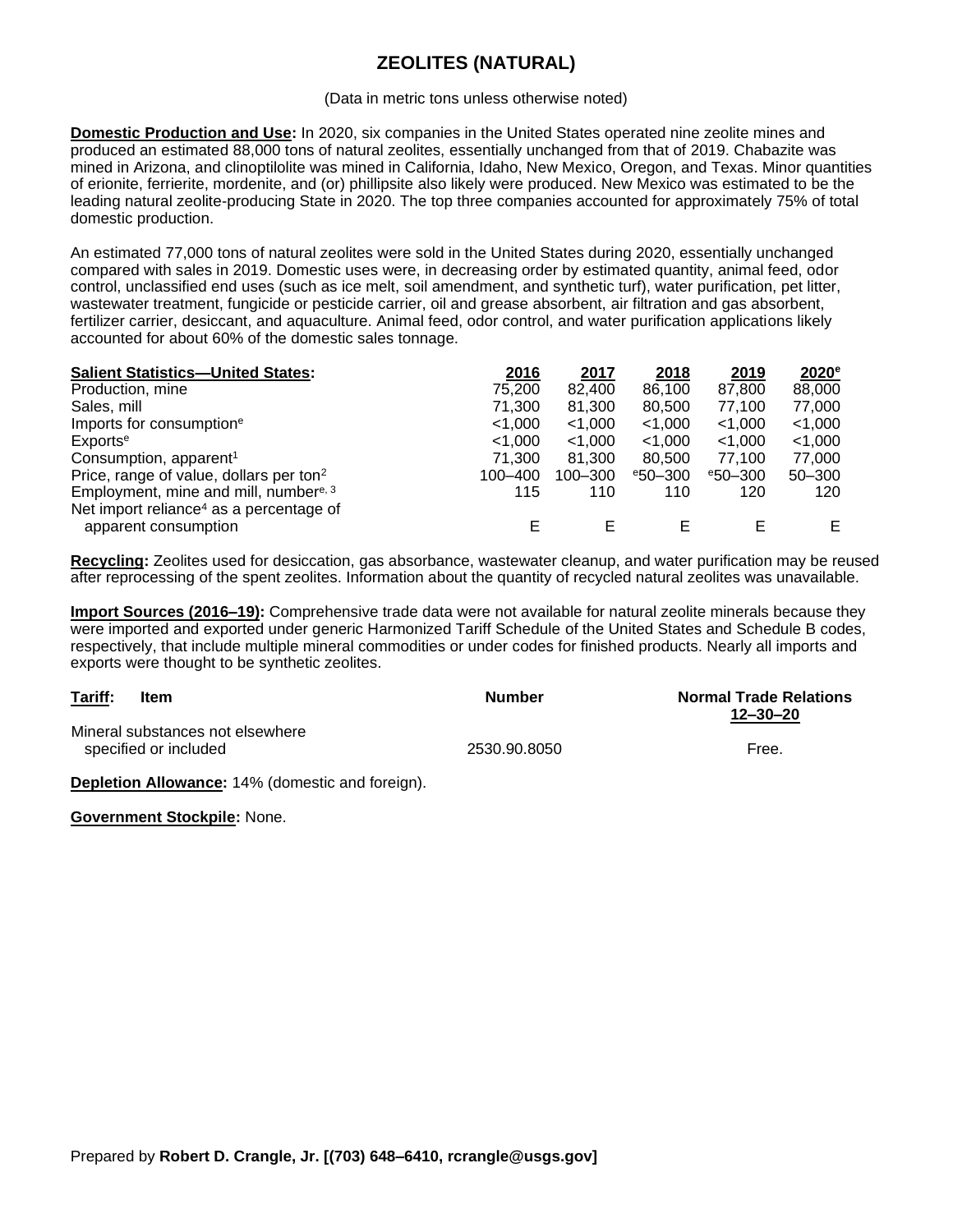# ZEOLITES (NATURAL)

(Data in metric tons unless otherwise noted)

**Domestic Production and Use:** In 2020, six companies in the United States operated nine zeolite mines and produced an estimated 88,000 tons of natural zeolites, essentially unchanged from that of 2019. Chabazite was mined in Arizona, and clinoptilolite was mined in California, Idaho, New Mexico, Oregon, and Texas. Minor quantities of erionite, ferrierite, mordenite, and (or) phillipsite also likely were produced. New Mexico was estimated to be the leading natural zeolite-producing State in 2020. The top three companies accounted for approximately 75% of total domestic production.

An estimated 77,000 tons of natural zeolites were sold in the United States during 2020, essentially unchanged compared with sales in 2019. Domestic uses were, in decreasing order by estimated quantity, animal feed, odor control, unclassified end uses (such as ice melt, soil amendment, and synthetic turf), water purification, pet litter, wastewater treatment, fungicide or pesticide carrier, oil and grease absorbent, air filtration and gas absorbent, fertilizer carrier, desiccant, and aquaculture. Animal feed, odor control, and water purification applications likely accounted for about 60% of the domestic sales tonnage.

| Salient Statistics—United States: | 2016 | 2017 | 2018 | 2019 | 2020[e] |
|---|---|---|---|---|---|
| Production, mine | 75,200 | 82,400 | 86,100 | 87,800 | 88,000 |
| Sales, mill | 71,300 | 81,300 | 80,500 | 77,100 | 77,000 |
| Imports for consumption[e] | <1,000 | <1,000 | <1,000 | <1,000 | <1,000 |
| Exports[e] | <1,000 | <1,000 | <1,000 | <1,000 | <1,000 |
| Consumption, apparent[1] | 71,300 | 81,300 | 80,500 | 77,100 | 77,000 |
| Price, range of value, dollars per ton[2] | 100–400 | 100–300 | [e]50–300 | [e]50–300 | 50–300 |
| Employment, mine and mill, number[e, 3] | 115 | 110 | 110 | 120 | 120 |
| Net import reliance[4] as a percentage of apparent consumption | E | E | E | E | E |

**Recycling:** Zeolites used for desiccation, gas absorbance, wastewater cleanup, and water purification may be reused after reprocessing of the spent zeolites. Information about the quantity of recycled natural zeolites was unavailable.

**Import Sources (2016–19):** Comprehensive trade data were not available for natural zeolite minerals because they were imported and exported under generic Harmonized Tariff Schedule of the United States and Schedule B codes, respectively, that include multiple mineral commodities or under codes for finished products. Nearly all imports and exports were thought to be synthetic zeolites.

| Tariff: Item | Number | Normal Trade Relations 12–30–20 |
|---|---|---|
| Mineral substances not elsewhere specified or included | 2530.90.8050 | Free. |

**Depletion Allowance:** 14% (domestic and foreign).

**Government Stockpile:** None.

Prepared by **Robert D. Crangle, Jr. [(703) 648–6410, rcrangle@usgs.gov]**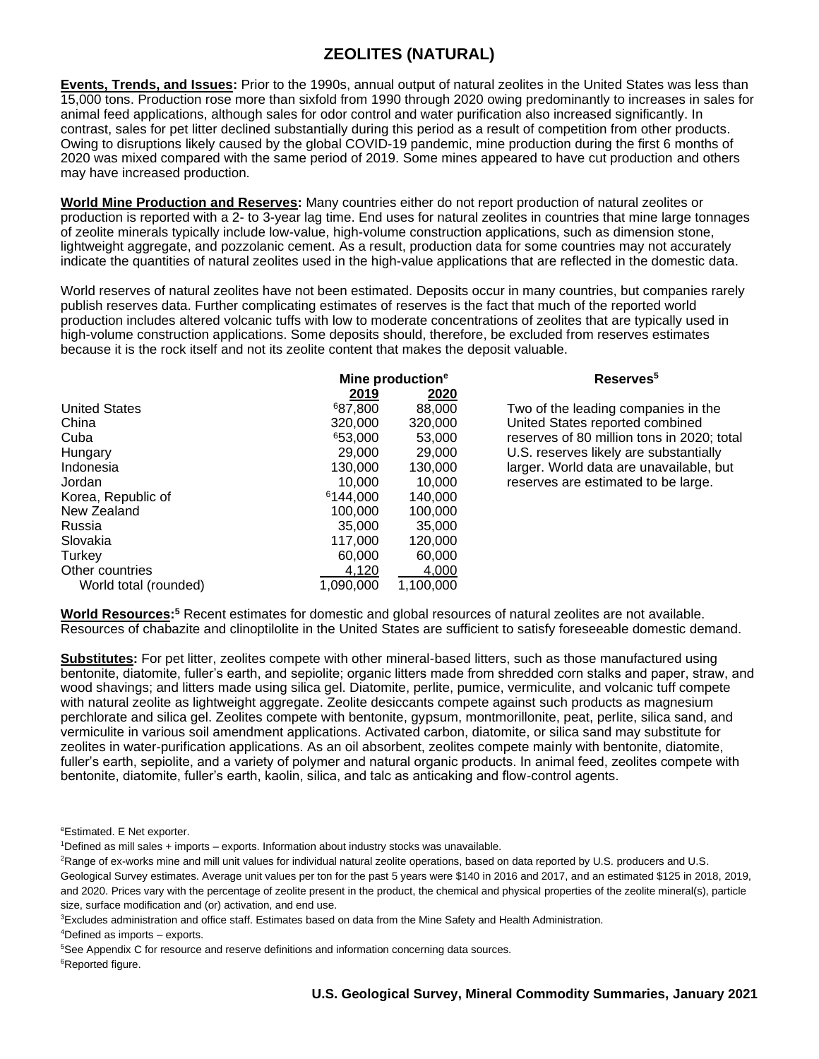# ZEOLITES (NATURAL)

**Events, Trends, and Issues:** Prior to the 1990s, annual output of natural zeolites in the United States was less than 15,000 tons. Production rose more than sixfold from 1990 through 2020 owing predominantly to increases in sales for animal feed applications, although sales for odor control and water purification also increased significantly. In contrast, sales for pet litter declined substantially during this period as a result of competition from other products. Owing to disruptions likely caused by the global COVID-19 pandemic, mine production during the first 6 months of 2020 was mixed compared with the same period of 2019. Some mines appeared to have cut production and others may have increased production.

**World Mine Production and Reserves:** Many countries either do not report production of natural zeolites or production is reported with a 2- to 3-year lag time. End uses for natural zeolites in countries that mine large tonnages of zeolite minerals typically include low-value, high-volume construction applications, such as dimension stone, lightweight aggregate, and pozzolanic cement. As a result, production data for some countries may not accurately indicate the quantities of natural zeolites used in the high-value applications that are reflected in the domestic data.

World reserves of natural zeolites have not been estimated. Deposits occur in many countries, but companies rarely publish reserves data. Further complicating estimates of reserves is the fact that much of the reported world production includes altered volcanic tuffs with low to moderate concentrations of zeolites that are typically used in high-volume construction applications. Some deposits should, therefore, be excluded from reserves estimates because it is the rock itself and not its zeolite content that makes the deposit valuable.

| | Mine production[e] | | Reserves[5] |
|---|---|---|---|
| | 2019 | 2020 | |
| United States | [6]87,800 | 88,000 | Two of the leading companies in the United States reported combined reserves of 80 million tons in 2020; total U.S. reserves likely are substantially larger. World data are unavailable, but reserves are estimated to be large. |
| China | 320,000 | 320,000 | |
| Cuba | [6]53,000 | 53,000 | |
| Hungary | 29,000 | 29,000 | |
| Indonesia | 130,000 | 130,000 | |
| Jordan | 10,000 | 10,000 | |
| Korea, Republic of | [6]144,000 | 140,000 | |
| New Zealand | 100,000 | 100,000 | |
| Russia | 35,000 | 35,000 | |
| Slovakia | 117,000 | 120,000 | |
| Turkey | 60,000 | 60,000 | |
| Other countries | 4,120 | 4,000 | |
| World total (rounded) | 1,090,000 | 1,100,000 | |

**World Resources:[5]** Recent estimates for domestic and global resources of natural zeolites are not available. Resources of chabazite and clinoptilolite in the United States are sufficient to satisfy foreseeable domestic demand.

**Substitutes:** For pet litter, zeolites compete with other mineral-based litters, such as those manufactured using bentonite, diatomite, fuller's earth, and sepiolite; organic litters made from shredded corn stalks and paper, straw, and wood shavings; and litters made using silica gel. Diatomite, perlite, pumice, vermiculite, and volcanic tuff compete with natural zeolite as lightweight aggregate. Zeolite desiccants compete against such products as magnesium perchlorate and silica gel. Zeolites compete with bentonite, gypsum, montmorillonite, peat, perlite, silica sand, and vermiculite in various soil amendment applications. Activated carbon, diatomite, or silica sand may substitute for zeolites in water-purification applications. As an oil absorbent, zeolites compete mainly with bentonite, diatomite, fuller's earth, sepiolite, and a variety of polymer and natural organic products. In animal feed, zeolites compete with bentonite, diatomite, fuller's earth, kaolin, silica, and talc as anticaking and flow-control agents.

[e]Estimated. E Net exporter.

[1]Defined as mill sales + imports – exports. Information about industry stocks was unavailable.

[2]Range of ex-works mine and mill unit values for individual natural zeolite operations, based on data reported by U.S. producers and U.S. Geological Survey estimates. Average unit values per ton for the past 5 years were $140 in 2016 and 2017, and an estimated $125 in 2018, 2019, and 2020. Prices vary with the percentage of zeolite present in the product, the chemical and physical properties of the zeolite mineral(s), particle size, surface modification and (or) activation, and end use.

[3]Excludes administration and office staff. Estimates based on data from the Mine Safety and Health Administration.

[4]Defined as imports – exports.

[5]See Appendix C for resource and reserve definitions and information concerning data sources.

[6]Reported figure.